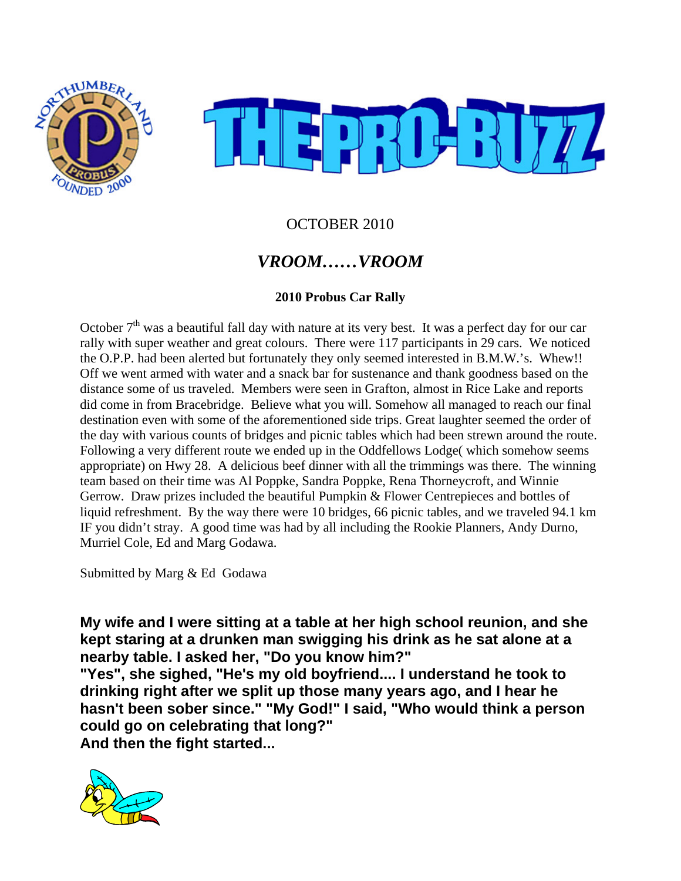# THE PRO-BUZZ

OCTOBER 2010

## *VROOM……VROOM*

### 2010 Probus Car Rally

October 7th was a beautiful fall day with nature at its very best. It was a perfect day for our car rally with super weather and great colours. There were 117 participants in 29 cars. We noticed the O.P.P. had been alerted but fortunately they only seemed interested in B.M.W.'s. Whew!! Off we went armed with water and a snack bar for sustenance and thank goodness based on the distance some of us traveled. Members were seen in Grafton, almost in Rice Lake and reports did come in from Bracebridge. Believe what you will. Somehow all managed to reach our final destination even with some of the aforementioned side trips. Great laughter seemed the order of the day with various counts of bridges and picnic tables which had been strewn around the route. Following a very different route we ended up in the Oddfellows Lodge( which somehow seems appropriate) on Hwy 28. A delicious beef dinner with all the trimmings was there. The winning team based on their time was Al Poppke, Sandra Poppke, Rena Thorneycroft, and Winnie Gerrow. Draw prizes included the beautiful Pumpkin & Flower Centrepieces and bottles of liquid refreshment. By the way there were 10 bridges, 66 picnic tables, and we traveled 94.1 km IF you didn't stray. A good time was had by all including the Rookie Planners, Andy Durno, Murriel Cole, Ed and Marg Godawa.

Submitted by Marg & Ed Godawa

**My wife and I were sitting at a table at her high school reunion, and she kept staring at a drunken man swigging his drink as he sat alone at a nearby table. I asked her, "Do you know him?"**
**"Yes", she sighed, "He's my old boyfriend.... I understand he took to drinking right after we split up those many years ago, and I hear he hasn't been sober since." "My God!" I said, "Who would think a person could go on celebrating that long?"**
**And then the fight started...**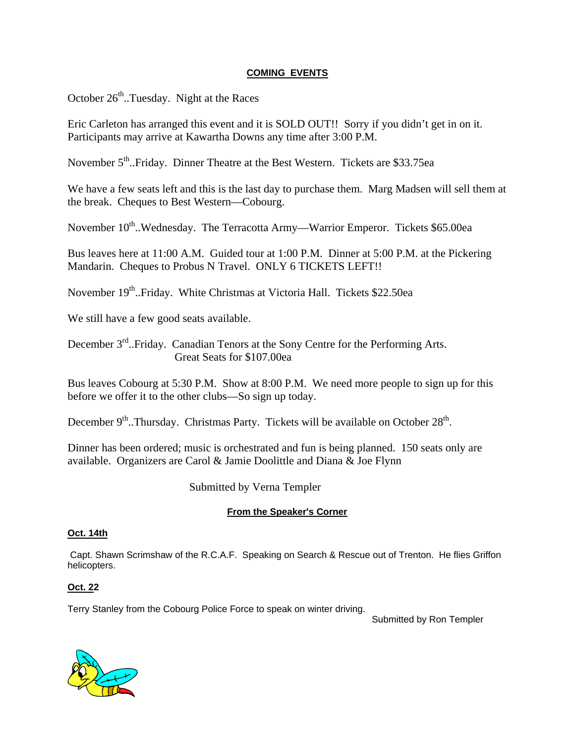## COMING EVENTS

October 26th..Tuesday. Night at the Races

Eric Carleton has arranged this event and it is SOLD OUT!! Sorry if you didn't get in on it. Participants may arrive at Kawartha Downs any time after 3:00 P.M.

November 5th..Friday. Dinner Theatre at the Best Western. Tickets are $33.75ea

We have a few seats left and this is the last day to purchase them. Marg Madsen will sell them at the break. Cheques to Best Western—Cobourg.

November 10th..Wednesday. The Terracotta Army—Warrior Emperor. Tickets $65.00ea

Bus leaves here at 11:00 A.M. Guided tour at 1:00 P.M. Dinner at 5:00 P.M. at the Pickering Mandarin. Cheques to Probus N Travel. ONLY 6 TICKETS LEFT!!

November 19th..Friday. White Christmas at Victoria Hall. Tickets $22.50ea

We still have a few good seats available.

December 3rd..Friday. Canadian Tenors at the Sony Centre for the Performing Arts.
Great Seats for $107.00ea

Bus leaves Cobourg at 5:30 P.M. Show at 8:00 P.M. We need more people to sign up for this before we offer it to the other clubs—So sign up today.

December 9th..Thursday. Christmas Party. Tickets will be available on October 28th.

Dinner has been ordered; music is orchestrated and fun is being planned. 150 seats only are available. Organizers are Carol & Jamie Doolittle and Diana & Joe Flynn

Submitted by Verna Templer

## From the Speaker's Corner

**Oct. 14th**

Capt. Shawn Scrimshaw of the R.C.A.F. Speaking on Search & Rescue out of Trenton. He flies Griffon helicopters.

**Oct. 22**

Terry Stanley from the Cobourg Police Force to speak on winter driving.

Submitted by Ron Templer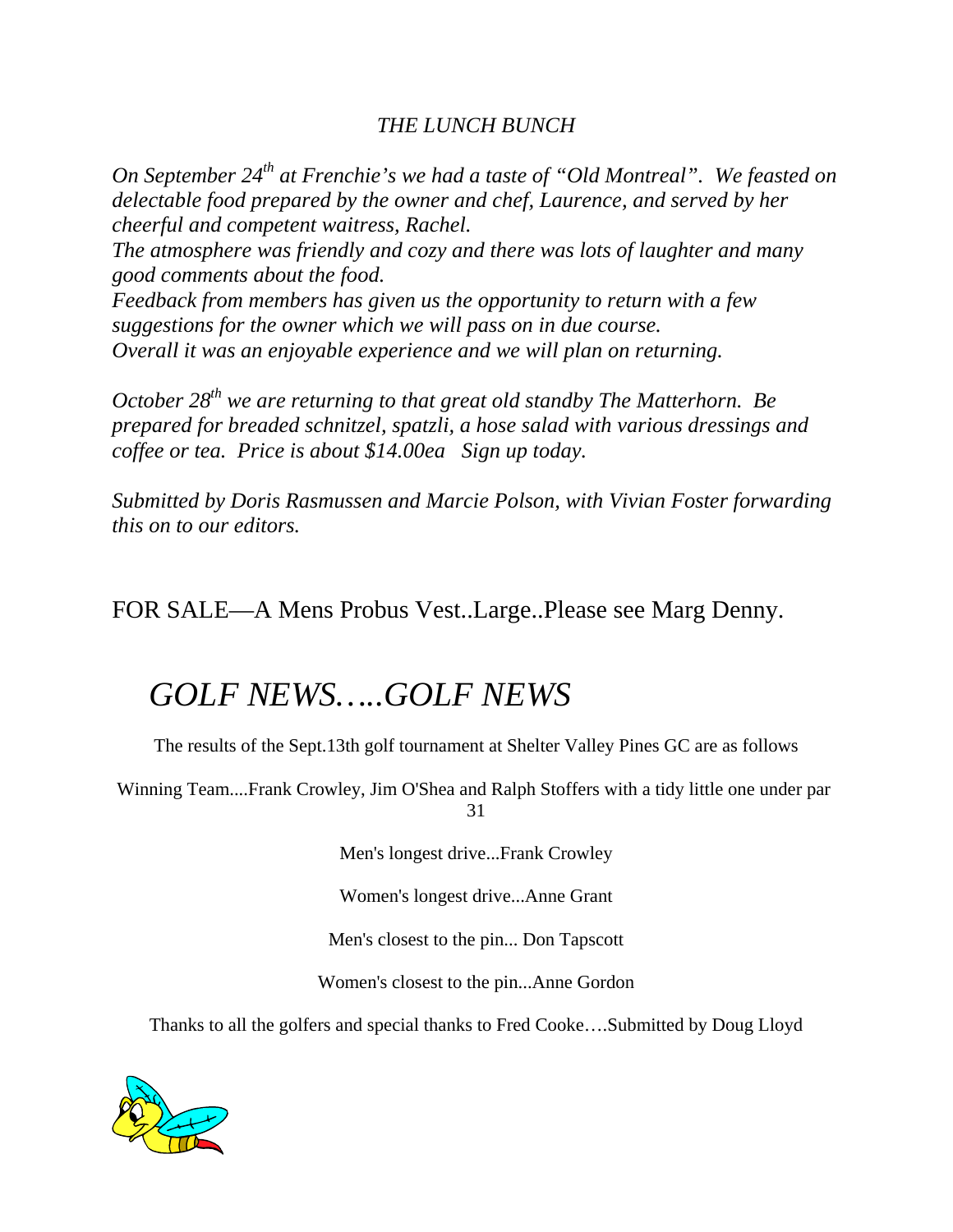## *THE LUNCH BUNCH*

*On September 24th at Frenchie's we had a taste of "Old Montreal". We feasted on delectable food prepared by the owner and chef, Laurence, and served by her cheerful and competent waitress, Rachel.*
*The atmosphere was friendly and cozy and there was lots of laughter and many good comments about the food.*
*Feedback from members has given us the opportunity to return with a few suggestions for the owner which we will pass on in due course.*
*Overall it was an enjoyable experience and we will plan on returning.*

*October 28th we are returning to that great old standby The Matterhorn. Be prepared for breaded schnitzel, spatzli, a hose salad with various dressings and coffee or tea. Price is about $14.00ea Sign up today.*

*Submitted by Doris Rasmussen and Marcie Polson, with Vivian Foster forwarding this on to our editors.*

FOR SALE—A Mens Probus Vest..Large..Please see Marg Denny.

# *GOLF NEWS…..GOLF NEWS*

The results of the Sept.13th golf tournament at Shelter Valley Pines GC are as follows

Winning Team....Frank Crowley, Jim O'Shea and Ralph Stoffers with a tidy little one under par 31

Men's longest drive...Frank Crowley

Women's longest drive...Anne Grant

Men's closest to the pin... Don Tapscott

Women's closest to the pin...Anne Gordon

Thanks to all the golfers and special thanks to Fred Cooke….Submitted by Doug Lloyd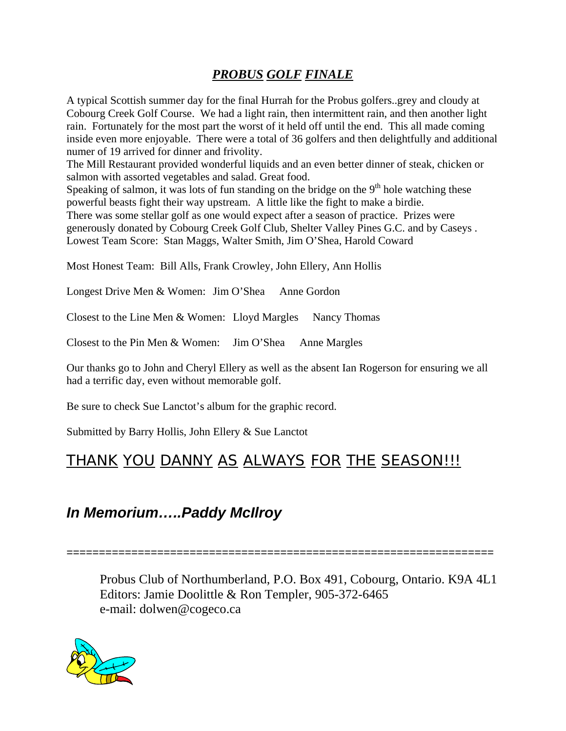## ***PROBUS GOLF FINALE***

A typical Scottish summer day for the final Hurrah for the Probus golfers..grey and cloudy at Cobourg Creek Golf Course. We had a light rain, then intermittent rain, and then another light rain. Fortunately for the most part the worst of it held off until the end. This all made coming inside even more enjoyable. There were a total of 36 golfers and then delightfully and additional numer of 19 arrived for dinner and frivolity.

The Mill Restaurant provided wonderful liquids and an even better dinner of steak, chicken or salmon with assorted vegetables and salad. Great food.

Speaking of salmon, it was lots of fun standing on the bridge on the 9th hole watching these powerful beasts fight their way upstream. A little like the fight to make a birdie.

There was some stellar golf as one would expect after a season of practice. Prizes were generously donated by Cobourg Creek Golf Club, Shelter Valley Pines G.C. and by Caseys .

Lowest Team Score: Stan Maggs, Walter Smith, Jim O'Shea, Harold Coward

Most Honest Team: Bill Alls, Frank Crowley, John Ellery, Ann Hollis

Longest Drive Men & Women: Jim O'Shea Anne Gordon

Closest to the Line Men & Women: Lloyd Margles Nancy Thomas

Closest to the Pin Men & Women: Jim O'Shea Anne Margles

Our thanks go to John and Cheryl Ellery as well as the absent Ian Rogerson for ensuring we all had a terrific day, even without memorable golf.

Be sure to check Sue Lanctot's album for the graphic record.

Submitted by Barry Hollis, John Ellery & Sue Lanctot

## THANK YOU DANNY AS ALWAYS FOR THE SEASON!!!

## ***In Memorium…..Paddy McIlroy***

==================================================================

Probus Club of Northumberland, P.O. Box 491, Cobourg, Ontario. K9A 4L1
Editors: Jamie Doolittle & Ron Templer, 905-372-6465
e-mail: dolwen@cogeco.ca